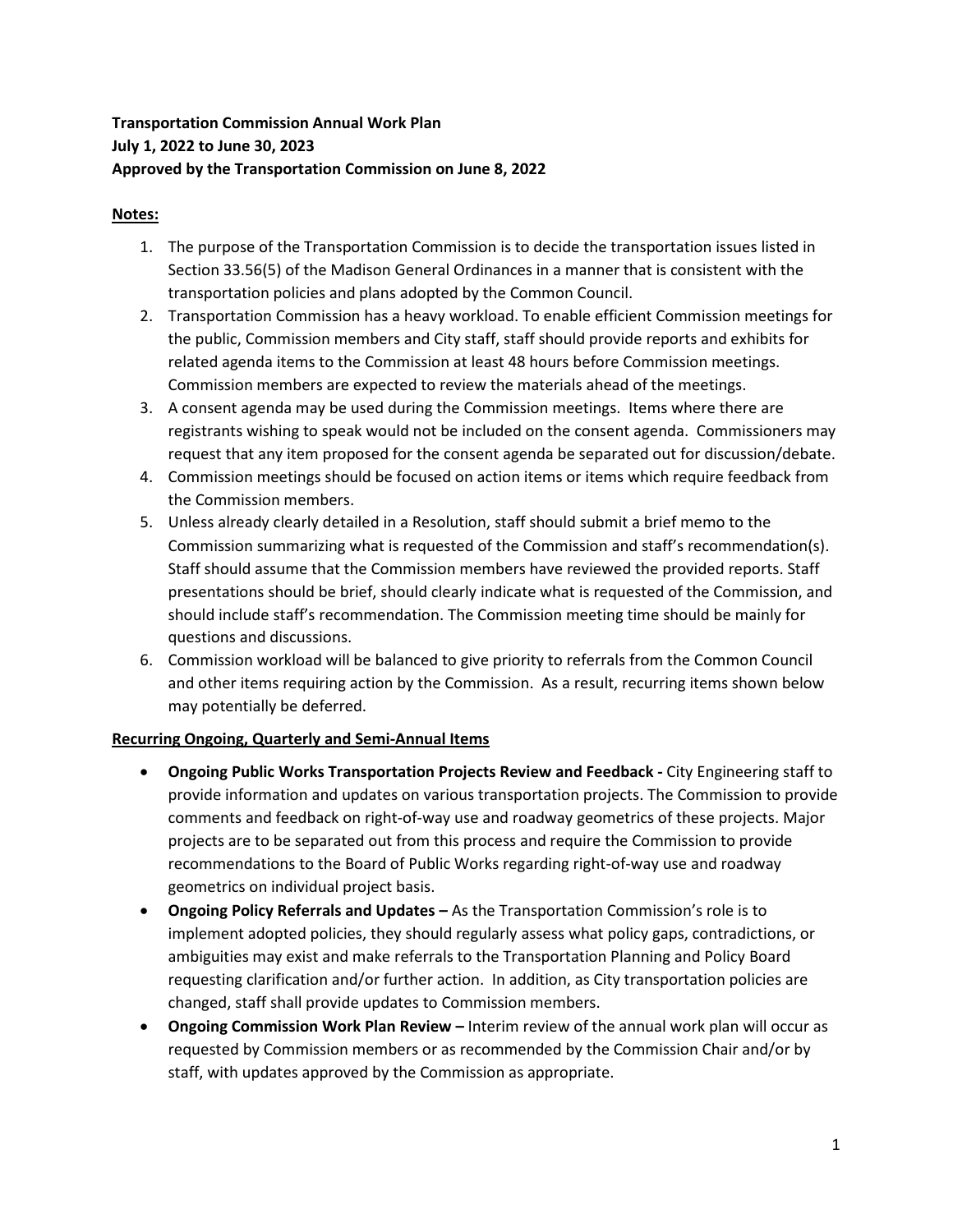**Transportation Commission Annual Work Plan**
**July 1, 2022 to June 30, 2023**
**Approved by the Transportation Commission on June 8, 2022**

**Notes:**

1. The purpose of the Transportation Commission is to decide the transportation issues listed in Section 33.56(5) of the Madison General Ordinances in a manner that is consistent with the transportation policies and plans adopted by the Common Council.
2. Transportation Commission has a heavy workload. To enable efficient Commission meetings for the public, Commission members and City staff, staff should provide reports and exhibits for related agenda items to the Commission at least 48 hours before Commission meetings. Commission members are expected to review the materials ahead of the meetings.
3. A consent agenda may be used during the Commission meetings. Items where there are registrants wishing to speak would not be included on the consent agenda. Commissioners may request that any item proposed for the consent agenda be separated out for discussion/debate.
4. Commission meetings should be focused on action items or items which require feedback from the Commission members.
5. Unless already clearly detailed in a Resolution, staff should submit a brief memo to the Commission summarizing what is requested of the Commission and staff's recommendation(s). Staff should assume that the Commission members have reviewed the provided reports. Staff presentations should be brief, should clearly indicate what is requested of the Commission, and should include staff's recommendation. The Commission meeting time should be mainly for questions and discussions.
6. Commission workload will be balanced to give priority to referrals from the Common Council and other items requiring action by the Commission. As a result, recurring items shown below may potentially be deferred.

**Recurring Ongoing, Quarterly and Semi-Annual Items**

- **Ongoing Public Works Transportation Projects Review and Feedback -** City Engineering staff to provide information and updates on various transportation projects. The Commission to provide comments and feedback on right-of-way use and roadway geometrics of these projects. Major projects are to be separated out from this process and require the Commission to provide recommendations to the Board of Public Works regarding right-of-way use and roadway geometrics on individual project basis.
- **Ongoing Policy Referrals and Updates –** As the Transportation Commission's role is to implement adopted policies, they should regularly assess what policy gaps, contradictions, or ambiguities may exist and make referrals to the Transportation Planning and Policy Board requesting clarification and/or further action. In addition, as City transportation policies are changed, staff shall provide updates to Commission members.
- **Ongoing Commission Work Plan Review –** Interim review of the annual work plan will occur as requested by Commission members or as recommended by the Commission Chair and/or by staff, with updates approved by the Commission as appropriate.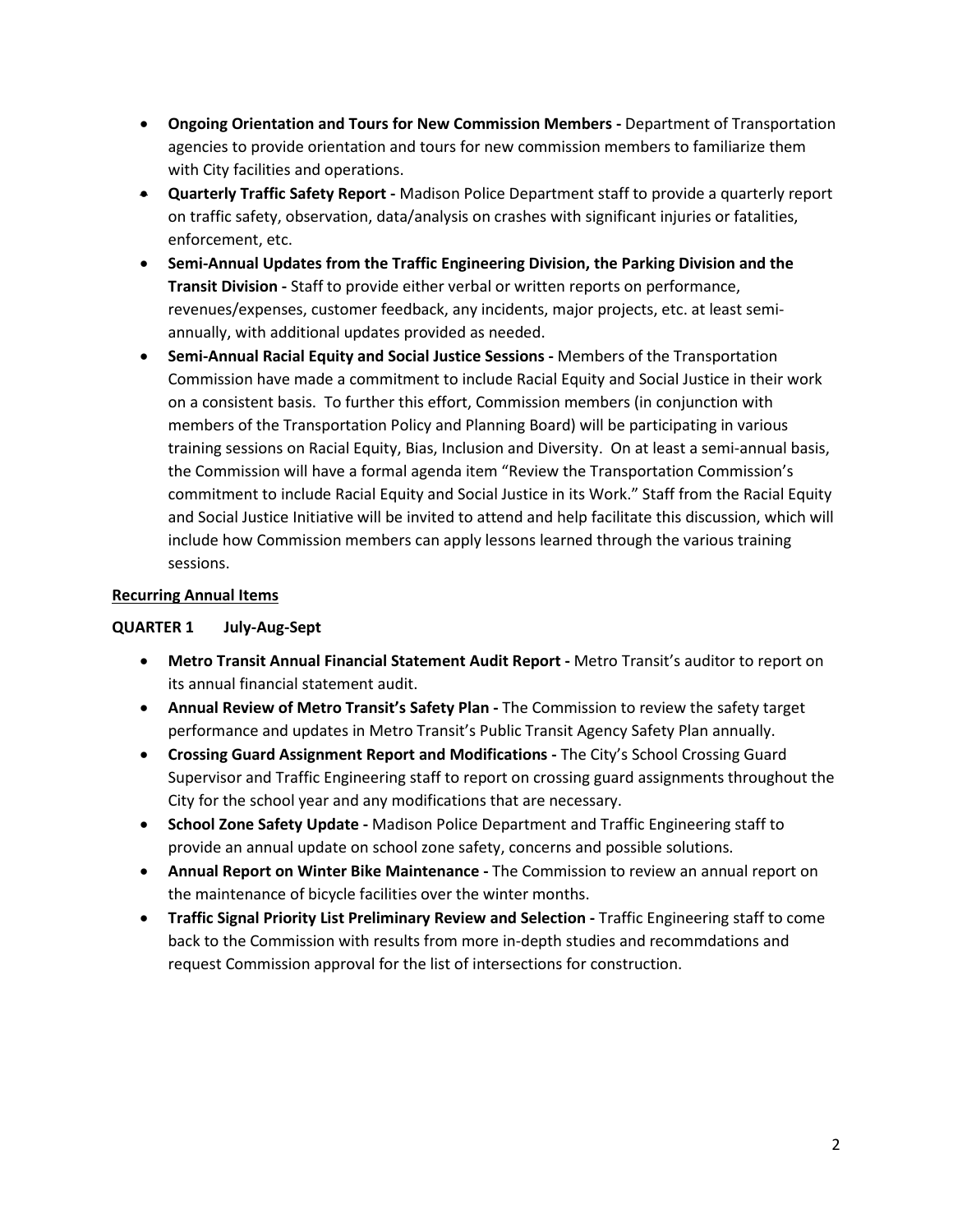- **Ongoing Orientation and Tours for New Commission Members -** Department of Transportation agencies to provide orientation and tours for new commission members to familiarize them with City facilities and operations.
- **Quarterly Traffic Safety Report -** Madison Police Department staff to provide a quarterly report on traffic safety, observation, data/analysis on crashes with significant injuries or fatalities, enforcement, etc.
- **Semi-Annual Updates from the Traffic Engineering Division, the Parking Division and the Transit Division -** Staff to provide either verbal or written reports on performance, revenues/expenses, customer feedback, any incidents, major projects, etc. at least semi-annually, with additional updates provided as needed.
- **Semi-Annual Racial Equity and Social Justice Sessions -** Members of the Transportation Commission have made a commitment to include Racial Equity and Social Justice in their work on a consistent basis. To further this effort, Commission members (in conjunction with members of the Transportation Policy and Planning Board) will be participating in various training sessions on Racial Equity, Bias, Inclusion and Diversity. On at least a semi-annual basis, the Commission will have a formal agenda item "Review the Transportation Commission's commitment to include Racial Equity and Social Justice in its Work." Staff from the Racial Equity and Social Justice Initiative will be invited to attend and help facilitate this discussion, which will include how Commission members can apply lessons learned through the various training sessions.

**Recurring Annual Items**

**QUARTER 1 July-Aug-Sept**

- **Metro Transit Annual Financial Statement Audit Report -** Metro Transit's auditor to report on its annual financial statement audit.
- **Annual Review of Metro Transit's Safety Plan -** The Commission to review the safety target performance and updates in Metro Transit's Public Transit Agency Safety Plan annually.
- **Crossing Guard Assignment Report and Modifications -** The City's School Crossing Guard Supervisor and Traffic Engineering staff to report on crossing guard assignments throughout the City for the school year and any modifications that are necessary.
- **School Zone Safety Update -** Madison Police Department and Traffic Engineering staff to provide an annual update on school zone safety, concerns and possible solutions.
- **Annual Report on Winter Bike Maintenance -** The Commission to review an annual report on the maintenance of bicycle facilities over the winter months.
- **Traffic Signal Priority List Preliminary Review and Selection -** Traffic Engineering staff to come back to the Commission with results from more in-depth studies and recommdations and request Commission approval for the list of intersections for construction.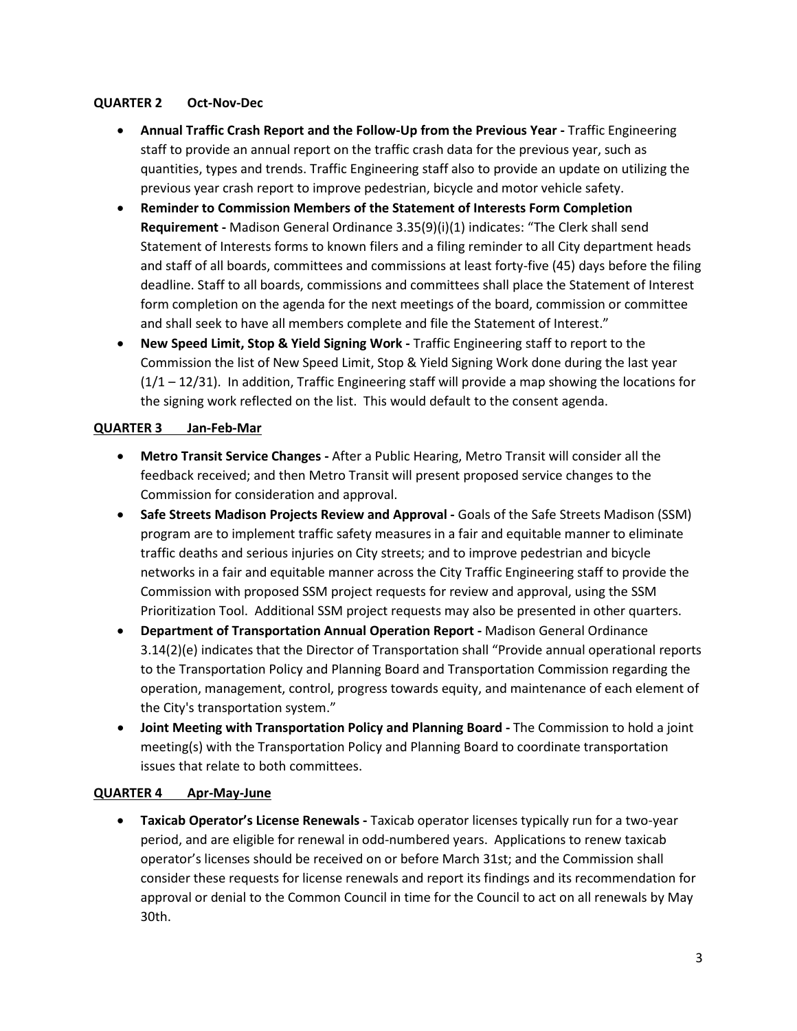**QUARTER 2 Oct-Nov-Dec**

- **Annual Traffic Crash Report and the Follow-Up from the Previous Year -** Traffic Engineering staff to provide an annual report on the traffic crash data for the previous year, such as quantities, types and trends. Traffic Engineering staff also to provide an update on utilizing the previous year crash report to improve pedestrian, bicycle and motor vehicle safety.
- **Reminder to Commission Members of the Statement of Interests Form Completion Requirement -** Madison General Ordinance 3.35(9)(i)(1) indicates: "The Clerk shall send Statement of Interests forms to known filers and a filing reminder to all City department heads and staff of all boards, committees and commissions at least forty-five (45) days before the filing deadline. Staff to all boards, commissions and committees shall place the Statement of Interest form completion on the agenda for the next meetings of the board, commission or committee and shall seek to have all members complete and file the Statement of Interest."
- **New Speed Limit, Stop & Yield Signing Work -** Traffic Engineering staff to report to the Commission the list of New Speed Limit, Stop & Yield Signing Work done during the last year (1/1 – 12/31). In addition, Traffic Engineering staff will provide a map showing the locations for the signing work reflected on the list. This would default to the consent agenda.

**QUARTER 3 Jan-Feb-Mar**

- **Metro Transit Service Changes -** After a Public Hearing, Metro Transit will consider all the feedback received; and then Metro Transit will present proposed service changes to the Commission for consideration and approval.
- **Safe Streets Madison Projects Review and Approval -** Goals of the Safe Streets Madison (SSM) program are to implement traffic safety measures in a fair and equitable manner to eliminate traffic deaths and serious injuries on City streets; and to improve pedestrian and bicycle networks in a fair and equitable manner across the City Traffic Engineering staff to provide the Commission with proposed SSM project requests for review and approval, using the SSM Prioritization Tool. Additional SSM project requests may also be presented in other quarters.
- **Department of Transportation Annual Operation Report -** Madison General Ordinance 3.14(2)(e) indicates that the Director of Transportation shall "Provide annual operational reports to the Transportation Policy and Planning Board and Transportation Commission regarding the operation, management, control, progress towards equity, and maintenance of each element of the City's transportation system."
- **Joint Meeting with Transportation Policy and Planning Board -** The Commission to hold a joint meeting(s) with the Transportation Policy and Planning Board to coordinate transportation issues that relate to both committees.

**QUARTER 4 Apr-May-June**

- **Taxicab Operator's License Renewals -** Taxicab operator licenses typically run for a two-year period, and are eligible for renewal in odd-numbered years. Applications to renew taxicab operator's licenses should be received on or before March 31st; and the Commission shall consider these requests for license renewals and report its findings and its recommendation for approval or denial to the Common Council in time for the Council to act on all renewals by May 30th.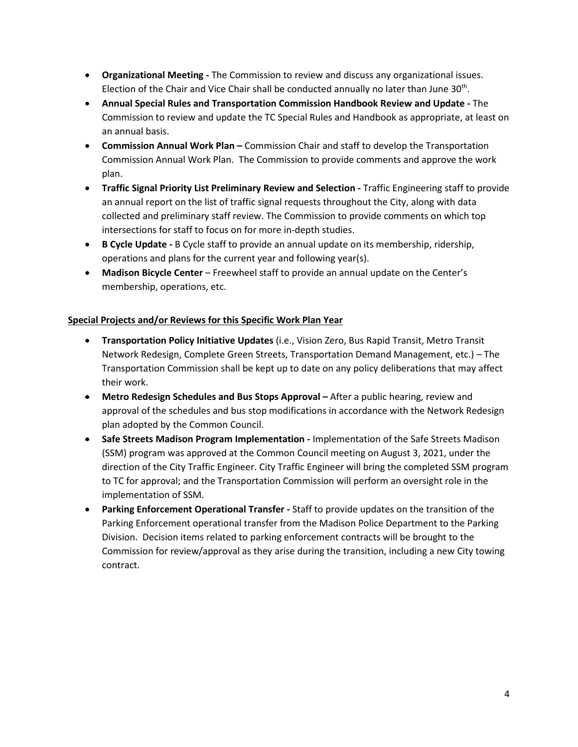- **Organizational Meeting -** The Commission to review and discuss any organizational issues. Election of the Chair and Vice Chair shall be conducted annually no later than June 30th.
- **Annual Special Rules and Transportation Commission Handbook Review and Update -** The Commission to review and update the TC Special Rules and Handbook as appropriate, at least on an annual basis.
- **Commission Annual Work Plan –** Commission Chair and staff to develop the Transportation Commission Annual Work Plan. The Commission to provide comments and approve the work plan.
- **Traffic Signal Priority List Preliminary Review and Selection -** Traffic Engineering staff to provide an annual report on the list of traffic signal requests throughout the City, along with data collected and preliminary staff review. The Commission to provide comments on which top intersections for staff to focus on for more in-depth studies.
- **B Cycle Update -** B Cycle staff to provide an annual update on its membership, ridership, operations and plans for the current year and following year(s).
- **Madison Bicycle Center** – Freewheel staff to provide an annual update on the Center's membership, operations, etc.

**Special Projects and/or Reviews for this Specific Work Plan Year**

- **Transportation Policy Initiative Updates** (i.e., Vision Zero, Bus Rapid Transit, Metro Transit Network Redesign, Complete Green Streets, Transportation Demand Management, etc.) – The Transportation Commission shall be kept up to date on any policy deliberations that may affect their work.
- **Metro Redesign Schedules and Bus Stops Approval –** After a public hearing, review and approval of the schedules and bus stop modifications in accordance with the Network Redesign plan adopted by the Common Council.
- **Safe Streets Madison Program Implementation -** Implementation of the Safe Streets Madison (SSM) program was approved at the Common Council meeting on August 3, 2021, under the direction of the City Traffic Engineer. City Traffic Engineer will bring the completed SSM program to TC for approval; and the Transportation Commission will perform an oversight role in the implementation of SSM.
- **Parking Enforcement Operational Transfer -** Staff to provide updates on the transition of the Parking Enforcement operational transfer from the Madison Police Department to the Parking Division. Decision items related to parking enforcement contracts will be brought to the Commission for review/approval as they arise during the transition, including a new City towing contract.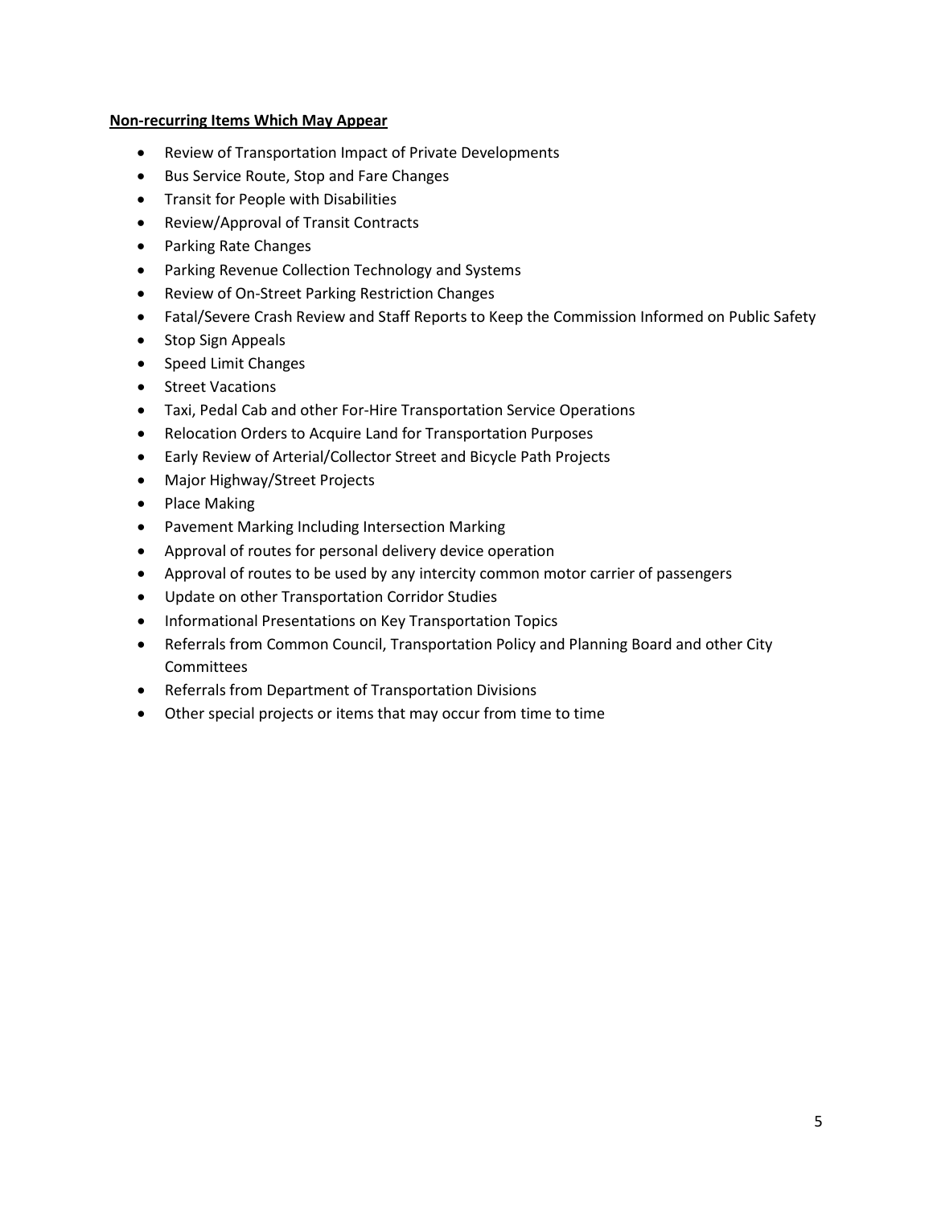**Non-recurring Items Which May Appear**

- Review of Transportation Impact of Private Developments
- Bus Service Route, Stop and Fare Changes
- Transit for People with Disabilities
- Review/Approval of Transit Contracts
- Parking Rate Changes
- Parking Revenue Collection Technology and Systems
- Review of On-Street Parking Restriction Changes
- Fatal/Severe Crash Review and Staff Reports to Keep the Commission Informed on Public Safety
- Stop Sign Appeals
- Speed Limit Changes
- Street Vacations
- Taxi, Pedal Cab and other For-Hire Transportation Service Operations
- Relocation Orders to Acquire Land for Transportation Purposes
- Early Review of Arterial/Collector Street and Bicycle Path Projects
- Major Highway/Street Projects
- Place Making
- Pavement Marking Including Intersection Marking
- Approval of routes for personal delivery device operation
- Approval of routes to be used by any intercity common motor carrier of passengers
- Update on other Transportation Corridor Studies
- Informational Presentations on Key Transportation Topics
- Referrals from Common Council, Transportation Policy and Planning Board and other City Committees
- Referrals from Department of Transportation Divisions
- Other special projects or items that may occur from time to time